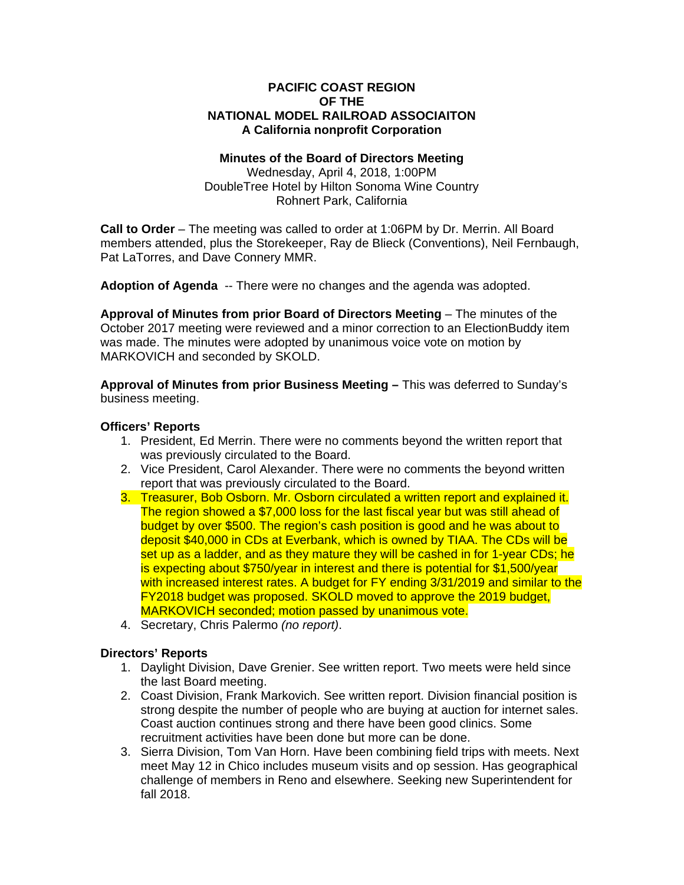**PACIFIC COAST REGION**
**OF THE**
**NATIONAL MODEL RAILROAD ASSOCIAITON**
**A California nonprofit Corporation**

**Minutes of the Board of Directors Meeting**
Wednesday, April 4, 2018, 1:00PM
DoubleTree Hotel by Hilton Sonoma Wine Country
Rohnert Park, California

**Call to Order** – The meeting was called to order at 1:06PM by Dr. Merrin. All Board members attended, plus the Storekeeper, Ray de Blieck (Conventions), Neil Fernbaugh, Pat LaTorres, and Dave Connery MMR.

**Adoption of Agenda** -- There were no changes and the agenda was adopted.

**Approval of Minutes from prior Board of Directors Meeting** – The minutes of the October 2017 meeting were reviewed and a minor correction to an ElectionBuddy item was made. The minutes were adopted by unanimous voice vote on motion by MARKOVICH and seconded by SKOLD.

**Approval of Minutes from prior Business Meeting –** This was deferred to Sunday's business meeting.

**Officers' Reports**

1. President, Ed Merrin. There were no comments beyond the written report that was previously circulated to the Board.
2. Vice President, Carol Alexander. There were no comments the beyond written report that was previously circulated to the Board.
3. Treasurer, Bob Osborn. Mr. Osborn circulated a written report and explained it. The region showed a $7,000 loss for the last fiscal year but was still ahead of budget by over $500. The region's cash position is good and he was about to deposit $40,000 in CDs at Everbank, which is owned by TIAA. The CDs will be set up as a ladder, and as they mature they will be cashed in for 1-year CDs; he is expecting about $750/year in interest and there is potential for $1,500/year with increased interest rates. A budget for FY ending 3/31/2019 and similar to the FY2018 budget was proposed. SKOLD moved to approve the 2019 budget, MARKOVICH seconded; motion passed by unanimous vote.
4. Secretary, Chris Palermo *(no report)*.

**Directors' Reports**

1. Daylight Division, Dave Grenier. See written report. Two meets were held since the last Board meeting.
2. Coast Division, Frank Markovich. See written report. Division financial position is strong despite the number of people who are buying at auction for internet sales. Coast auction continues strong and there have been good clinics. Some recruitment activities have been done but more can be done.
3. Sierra Division, Tom Van Horn. Have been combining field trips with meets. Next meet May 12 in Chico includes museum visits and op session. Has geographical challenge of members in Reno and elsewhere. Seeking new Superintendent for fall 2018.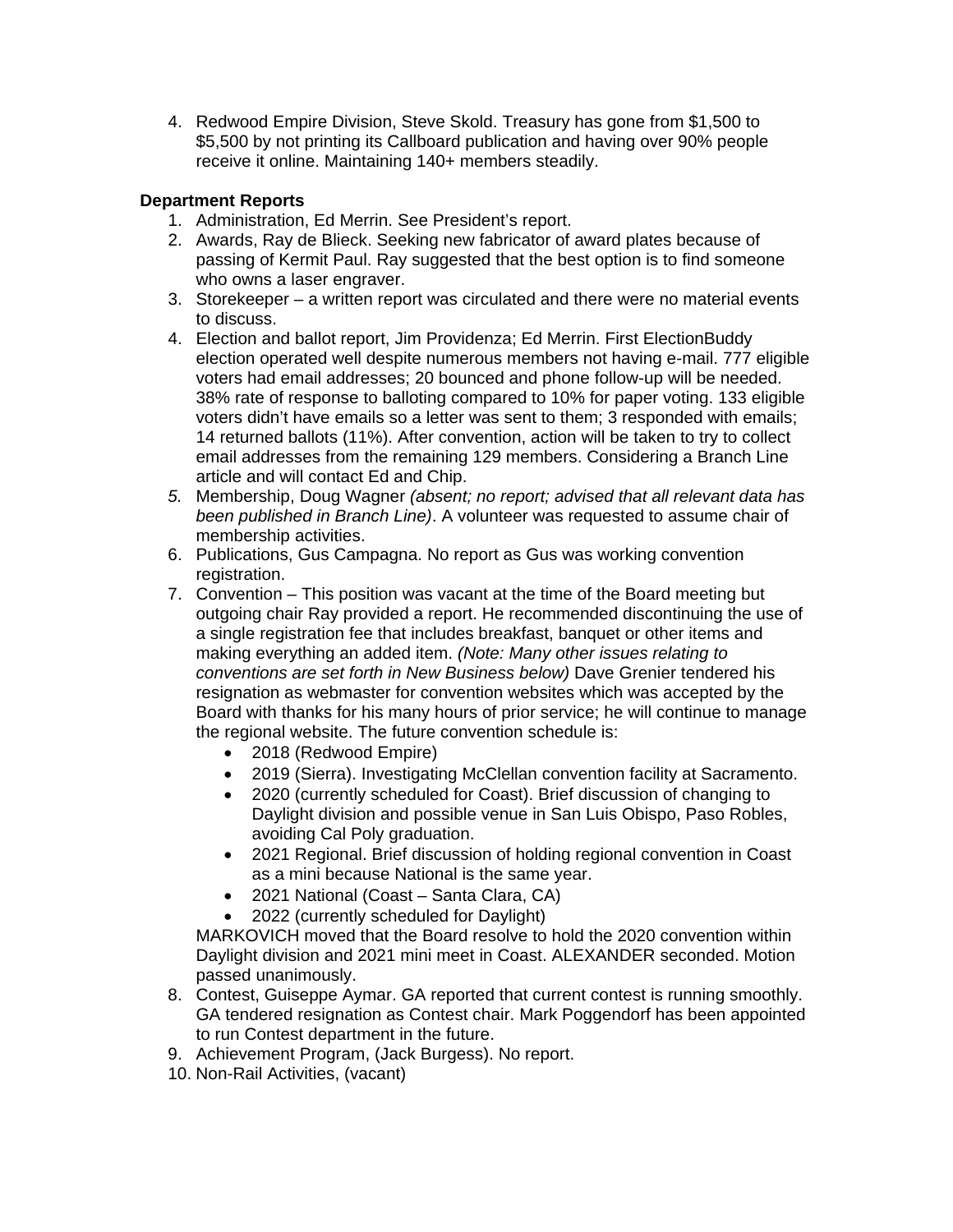4. Redwood Empire Division, Steve Skold. Treasury has gone from $1,500 to $5,500 by not printing its Callboard publication and having over 90% people receive it online. Maintaining 140+ members steadily.

**Department Reports**

1. Administration, Ed Merrin. See President's report.
2. Awards, Ray de Blieck. Seeking new fabricator of award plates because of passing of Kermit Paul. Ray suggested that the best option is to find someone who owns a laser engraver.
3. Storekeeper – a written report was circulated and there were no material events to discuss.
4. Election and ballot report, Jim Providenza; Ed Merrin. First ElectionBuddy election operated well despite numerous members not having e-mail. 777 eligible voters had email addresses; 20 bounced and phone follow-up will be needed. 38% rate of response to balloting compared to 10% for paper voting. 133 eligible voters didn't have emails so a letter was sent to them; 3 responded with emails; 14 returned ballots (11%). After convention, action will be taken to try to collect email addresses from the remaining 129 members. Considering a Branch Line article and will contact Ed and Chip.
5. Membership, Doug Wagner *(absent; no report; advised that all relevant data has been published in Branch Line)*. A volunteer was requested to assume chair of membership activities.
6. Publications, Gus Campagna. No report as Gus was working convention registration.
7. Convention – This position was vacant at the time of the Board meeting but outgoing chair Ray provided a report. He recommended discontinuing the use of a single registration fee that includes breakfast, banquet or other items and making everything an added item. *(Note: Many other issues relating to conventions are set forth in New Business below)* Dave Grenier tendered his resignation as webmaster for convention websites which was accepted by the Board with thanks for his many hours of prior service; he will continue to manage the regional website. The future convention schedule is:
   - 2018 (Redwood Empire)
   - 2019 (Sierra). Investigating McClellan convention facility at Sacramento.
   - 2020 (currently scheduled for Coast). Brief discussion of changing to Daylight division and possible venue in San Luis Obispo, Paso Robles, avoiding Cal Poly graduation.
   - 2021 Regional. Brief discussion of holding regional convention in Coast as a mini because National is the same year.
   - 2021 National (Coast – Santa Clara, CA)
   - 2022 (currently scheduled for Daylight)

   MARKOVICH moved that the Board resolve to hold the 2020 convention within Daylight division and 2021 mini meet in Coast. ALEXANDER seconded. Motion passed unanimously.
8. Contest, Guiseppe Aymar. GA reported that current contest is running smoothly. GA tendered resignation as Contest chair. Mark Poggendorf has been appointed to run Contest department in the future.
9. Achievement Program, (Jack Burgess). No report.
10. Non-Rail Activities, (vacant)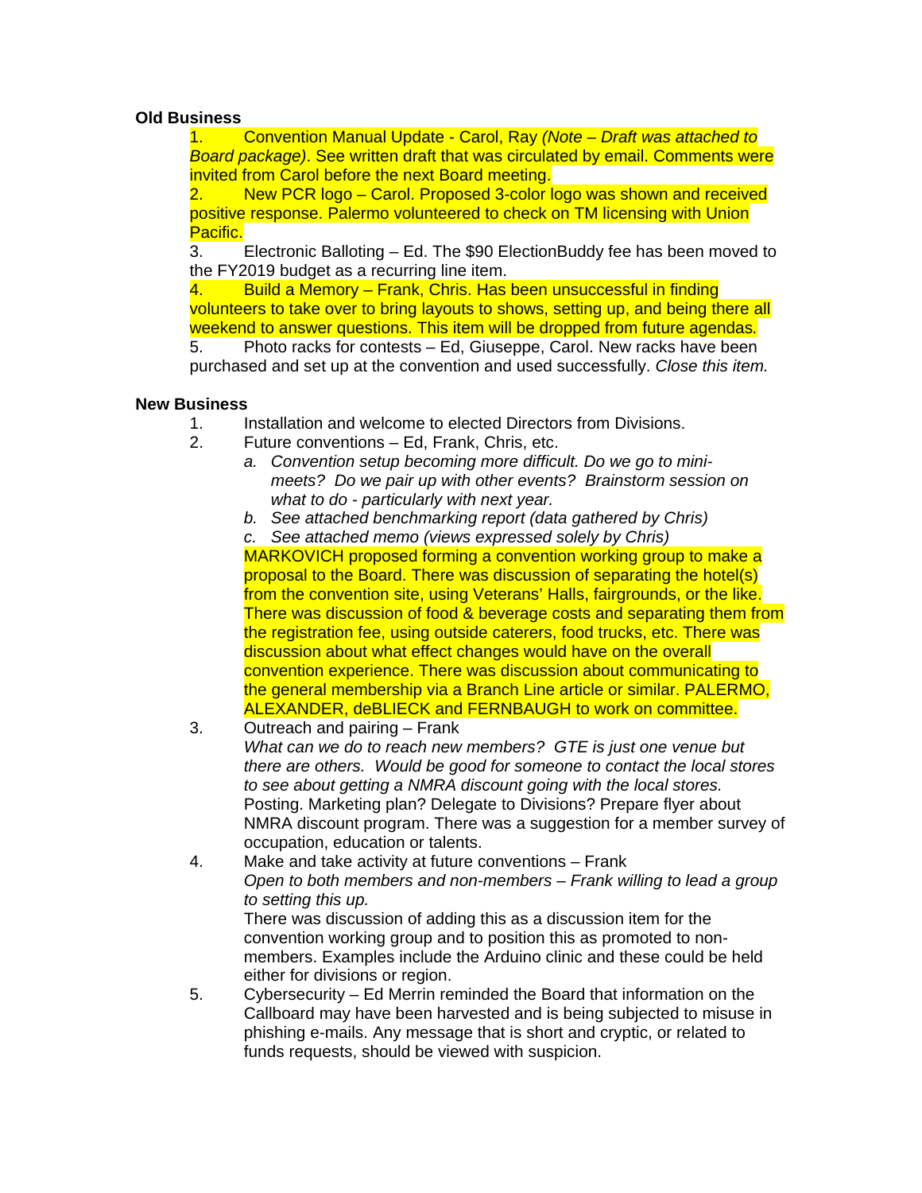**Old Business**

1. Convention Manual Update - Carol, Ray *(Note – Draft was attached to Board package)*. See written draft that was circulated by email. Comments were invited from Carol before the next Board meeting.
2. New PCR logo – Carol. Proposed 3-color logo was shown and received positive response. Palermo volunteered to check on TM licensing with Union Pacific.
3. Electronic Balloting – Ed. The $90 ElectionBuddy fee has been moved to the FY2019 budget as a recurring line item.
4. Build a Memory – Frank, Chris. Has been unsuccessful in finding volunteers to take over to bring layouts to shows, setting up, and being there all weekend to answer questions. This item will be dropped from future agendas.
5. Photo racks for contests – Ed, Giuseppe, Carol. New racks have been purchased and set up at the convention and used successfully. *Close this item.*

**New Business**

1. Installation and welcome to elected Directors from Divisions.
2. Future conventions – Ed, Frank, Chris, etc.
   a. *Convention setup becoming more difficult. Do we go to mini-meets? Do we pair up with other events? Brainstorm session on what to do - particularly with next year.*
   b. *See attached benchmarking report (data gathered by Chris)*
   c. *See attached memo (views expressed solely by Chris)*

   MARKOVICH proposed forming a convention working group to make a proposal to the Board. There was discussion of separating the hotel(s) from the convention site, using Veterans' Halls, fairgrounds, or the like. There was discussion of food & beverage costs and separating them from the registration fee, using outside caterers, food trucks, etc. There was discussion about what effect changes would have on the overall convention experience. There was discussion about communicating to the general membership via a Branch Line article or similar. PALERMO, ALEXANDER, deBLIECK and FERNBAUGH to work on committee.
3. Outreach and pairing – Frank
   *What can we do to reach new members? GTE is just one venue but there are others. Would be good for someone to contact the local stores to see about getting a NMRA discount going with the local stores.*
   Posting. Marketing plan? Delegate to Divisions? Prepare flyer about NMRA discount program. There was a suggestion for a member survey of occupation, education or talents.
4. Make and take activity at future conventions – Frank
   *Open to both members and non-members – Frank willing to lead a group to setting this up.*
   There was discussion of adding this as a discussion item for the convention working group and to position this as promoted to non-members. Examples include the Arduino clinic and these could be held either for divisions or region.
5. Cybersecurity – Ed Merrin reminded the Board that information on the Callboard may have been harvested and is being subjected to misuse in phishing e-mails. Any message that is short and cryptic, or related to funds requests, should be viewed with suspicion.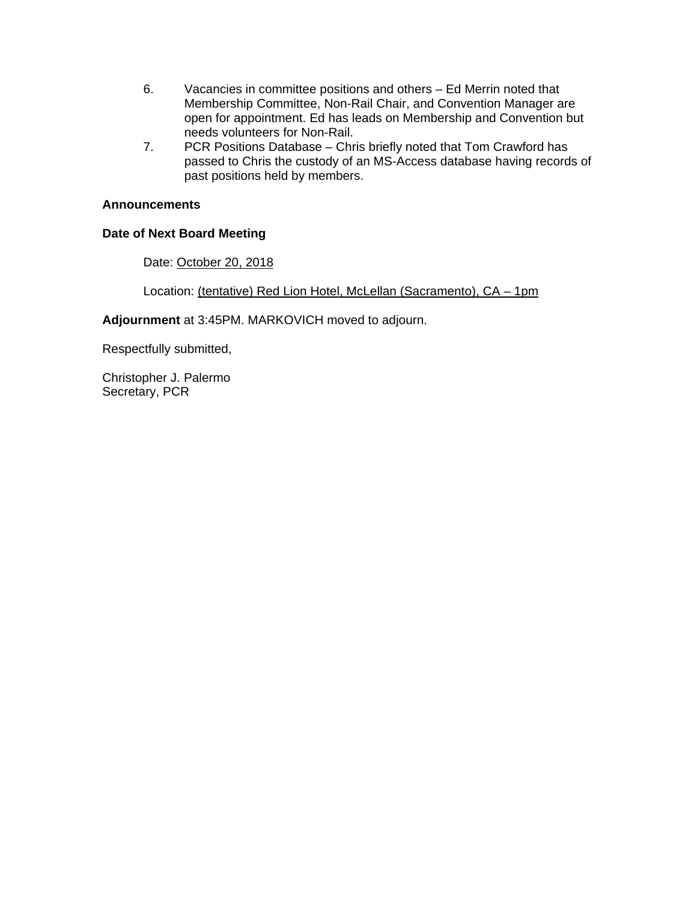6. Vacancies in committee positions and others – Ed Merrin noted that Membership Committee, Non-Rail Chair, and Convention Manager are open for appointment. Ed has leads on Membership and Convention but needs volunteers for Non-Rail.
7. PCR Positions Database – Chris briefly noted that Tom Crawford has passed to Chris the custody of an MS-Access database having records of past positions held by members.

**Announcements**

**Date of Next Board Meeting**

Date: <u>October 20, 2018</u>

Location: <u>(tentative) Red Lion Hotel, McLellan (Sacramento), CA – 1pm</u>

**Adjournment** at 3:45PM. MARKOVICH moved to adjourn.

Respectfully submitted,

Christopher J. Palermo
Secretary, PCR